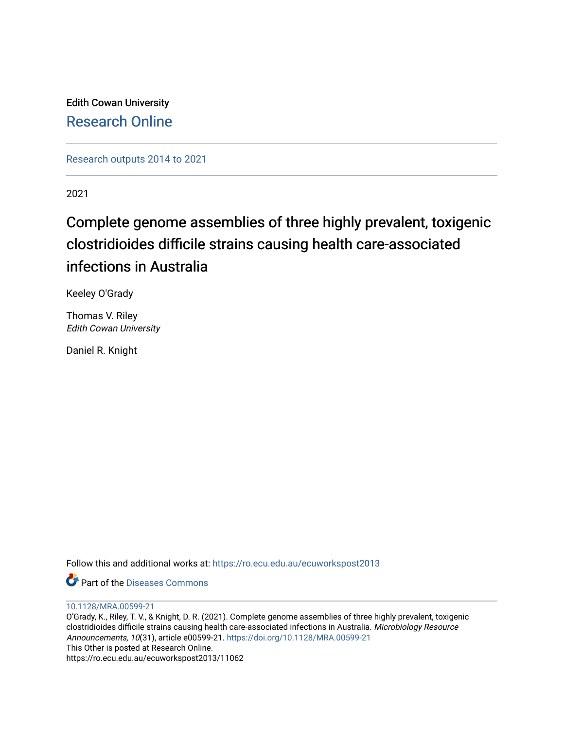Edith Cowan University

Research Online

Research outputs 2014 to 2021

2021

# Complete genome assemblies of three highly prevalent, toxigenic clostridioides difficile strains causing health care-associated infections in Australia

Keeley O'Grady

Thomas V. Riley
*Edith Cowan University*

Daniel R. Knight

Follow this and additional works at: https://ro.ecu.edu.au/ecuworkspost2013

Part of the Diseases Commons

10.1128/MRA.00599-21

O'Grady, K., Riley, T. V., & Knight, D. R. (2021). Complete genome assemblies of three highly prevalent, toxigenic clostridioides difficile strains causing health care-associated infections in Australia. *Microbiology Resource Announcements, 10*(31), article e00599-21. https://doi.org/10.1128/MRA.00599-21

This Other is posted at Research Online.

https://ro.ecu.edu.au/ecuworkspost2013/11062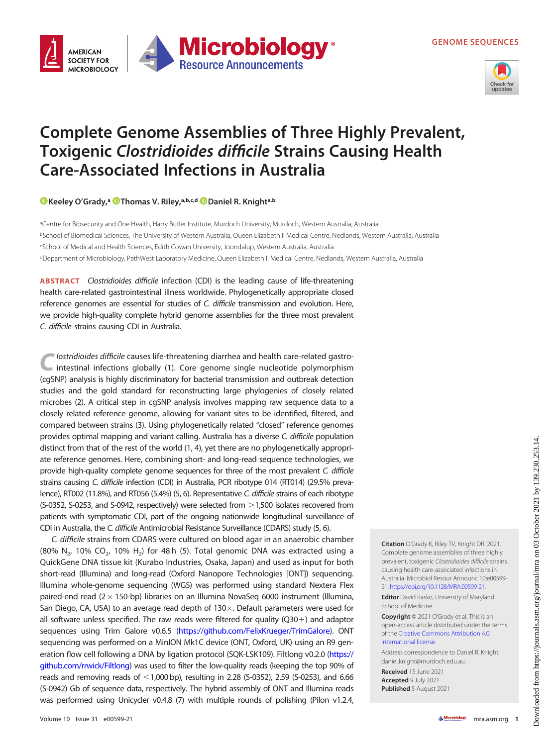# Complete Genome Assemblies of Three Highly Prevalent, Toxigenic *Clostridioides difficile* Strains Causing Health Care-Associated Infections in Australia

Keeley O'Grady,[a] Thomas V. Riley,[a,b,c,d] Daniel R. Knight[a,b]

[a]Centre for Biosecurity and One Health, Harry Butler Institute, Murdoch University, Murdoch, Western Australia, Australia
[b]School of Biomedical Sciences, The University of Western Australia, Queen Elizabeth II Medical Centre, Nedlands, Western Australia, Australia
[c]School of Medical and Health Sciences, Edith Cowan University, Joondalup, Western Australia, Australia
[d]Department of Microbiology, PathWest Laboratory Medicine, Queen Elizabeth II Medical Centre, Nedlands, Western Australia, Australia

**ABSTRACT** *Clostridioides difficile* infection (CDI) is the leading cause of life-threatening health care-related gastrointestinal illness worldwide. Phylogenetically appropriate closed reference genomes are essential for studies of *C. difficile* transmission and evolution. Here, we provide high-quality complete hybrid genome assemblies for the three most prevalent *C. difficile* strains causing CDI in Australia.

*Clostridioides difficile* causes life-threatening diarrhea and health care-related gastrointestinal infections globally (1). Core genome single nucleotide polymorphism (cgSNP) analysis is highly discriminatory for bacterial transmission and outbreak detection studies and the gold standard for reconstructing large phylogenies of closely related microbes (2). A critical step in cgSNP analysis involves mapping raw sequence data to a closely related reference genome, allowing for variant sites to be identified, filtered, and compared between strains (3). Using phylogenetically related "closed" reference genomes provides optimal mapping and variant calling. Australia has a diverse *C. difficile* population distinct from that of the rest of the world (1, 4), yet there are no phylogenetically appropriate reference genomes. Here, combining short- and long-read sequence technologies, we provide high-quality complete genome sequences for three of the most prevalent *C. difficile* strains causing *C. difficile* infection (CDI) in Australia, PCR ribotype 014 (RT014) (29.5% prevalence), RT002 (11.8%), and RT056 (5.4%) (5, 6). Representative *C. difficile* strains of each ribotype (S-0352, S-0253, and S-0942, respectively) were selected from >1,500 isolates recovered from patients with symptomatic CDI, part of the ongoing nationwide longitudinal surveillance of CDI in Australia, the *C. difficile* Antimicrobial Resistance Surveillance (CDARS) study (5, 6).

*C. difficile* strains from CDARS were cultured on blood agar in an anaerobic chamber (80% $N_2$, 10% $CO_2$, 10% $H_2$) for 48 h (5). Total genomic DNA was extracted using a QuickGene DNA tissue kit (Kurabo Industries, Osaka, Japan) and used as input for both short-read (Illumina) and long-read (Oxford Nanopore Technologies [ONT]) sequencing. Illumina whole-genome sequencing (WGS) was performed using standard Nextera Flex paired-end read (2 × 150-bp) libraries on an Illumina NovaSeq 6000 instrument (Illumina, San Diego, CA, USA) to an average read depth of 130×. Default parameters were used for all software unless specified. The raw reads were filtered for quality (Q30+) and adaptor sequences using Trim Galore v0.6.5 (https://github.com/FelixKrueger/TrimGalore). ONT sequencing was performed on a MinION Mk1C device (ONT, Oxford, UK) using an R9 generation flow cell following a DNA by ligation protocol (SQK-LSK109). Filtlong v0.2.0 (https://github.com/rrwick/Filtlong) was used to filter the low-quality reads (keeping the top 90% of reads and removing reads of <1,000 bp), resulting in 2.28 (S-0352), 2.59 (S-0253), and 6.66 (S-0942) Gb of sequence data, respectively. The hybrid assembly of ONT and Illumina reads was performed using Unicycler v0.4.8 (7) with multiple rounds of polishing (Pilon v1.2.4,

**Citation** O'Grady K, Riley TV, Knight DR. 2021. Complete genome assemblies of three highly prevalent, toxigenic *Clostridioides difficile* strains causing health care-associated infections in Australia. Microbiol Resour Announc 10:e00599-21. https://doi.org/10.1128/MRA.00599-21.

**Editor** David Rasko, University of Maryland School of Medicine

**Copyright** © 2021 O'Grady et al. This is an open-access article distributed under the terms of the Creative Commons Attribution 4.0 International license.

Address correspondence to Daniel R. Knight, daniel.knight@murdoch.edu.au.

**Received** 15 June 2021
**Accepted** 9 July 2021
**Published** 5 August 2021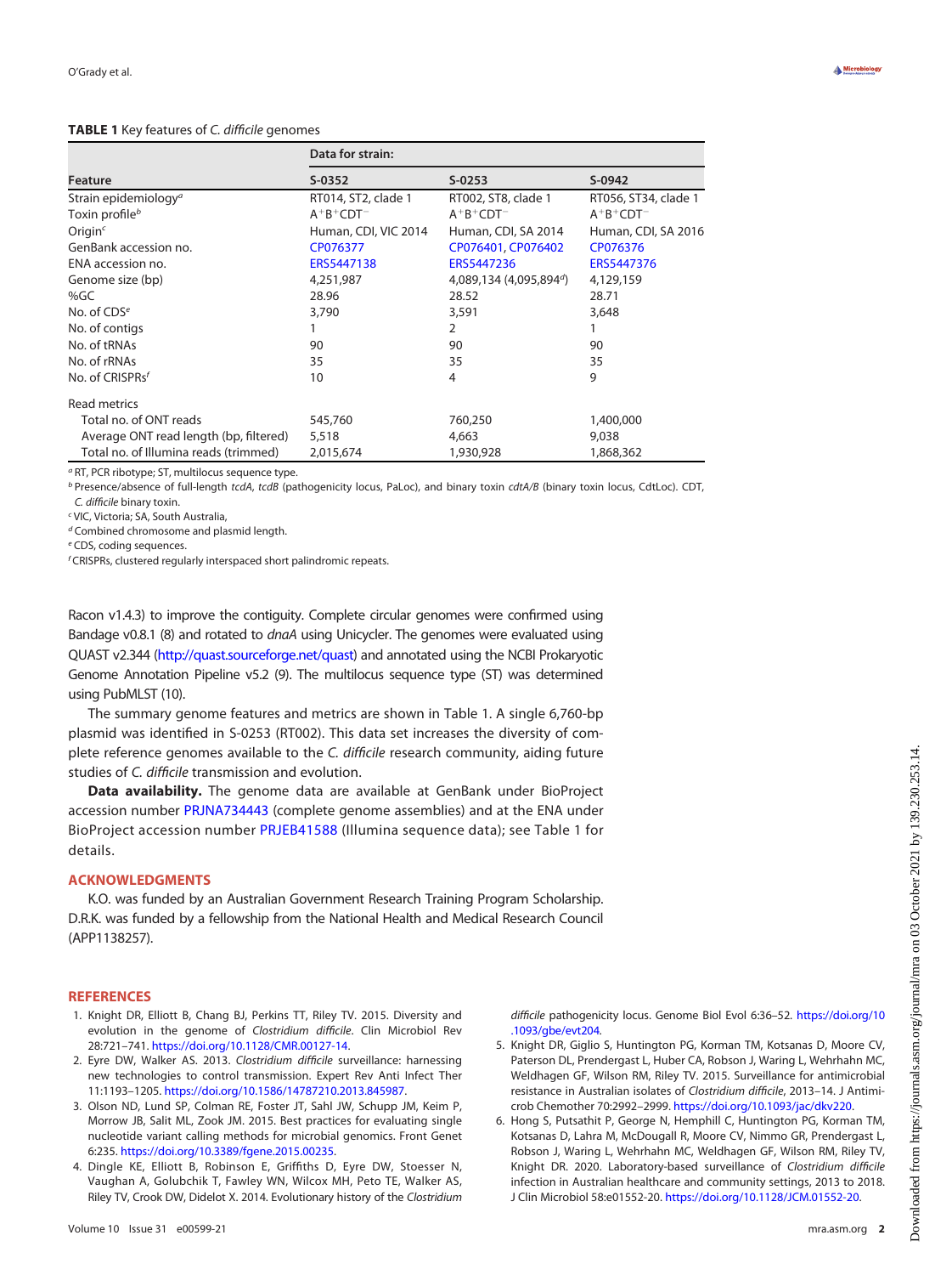**TABLE 1** Key features of *C. difficile* genomes

| Feature | Data for strain: | | |
|---|---|---|---|
| | S-0352 | S-0253 | S-0942 |
| Strain epidemiology[a] | RT014, ST2, clade 1 | RT002, ST8, clade 1 | RT056, ST34, clade 1 |
| Toxin profile[b] | $A^+B^+CDT^-$ | $A^+B^+CDT^-$ | $A^+B^+CDT^-$ |
| Origin[c] | Human, CDI, VIC 2014 | Human, CDI, SA 2014 | Human, CDI, SA 2016 |
| GenBank accession no. | CP076377 | CP076401, CP076402 | CP076376 |
| ENA accession no. | ERS5447138 | ERS5447236 | ERS5447376 |
| Genome size (bp) | 4,251,987 | 4,089,134 (4,095,894[d]) | 4,129,159 |
| %GC | 28.96 | 28.52 | 28.71 |
| No. of CDS[e] | 3,790 | 3,591 | 3,648 |
| No. of contigs | 1 | 2 | 1 |
| No. of tRNAs | 90 | 90 | 90 |
| No. of rRNAs | 35 | 35 | 35 |
| No. of CRISPRs[f] | 10 | 4 | 9 |
| Read metrics | | | |
| Total no. of ONT reads | 545,760 | 760,250 | 1,400,000 |
| Average ONT read length (bp, filtered) | 5,518 | 4,663 | 9,038 |
| Total no. of Illumina reads (trimmed) | 2,015,674 | 1,930,928 | 1,868,362 |

[a] RT, PCR ribotype; ST, multilocus sequence type.
[b] Presence/absence of full-length *tcdA*, *tcdB* (pathogenicity locus, PaLoc), and binary toxin *cdtA/B* (binary toxin locus, CdtLoc). CDT, *C. difficile* binary toxin.
[c] VIC, Victoria; SA, South Australia,
[d] Combined chromosome and plasmid length.
[e] CDS, coding sequences.
[f] CRISPRs, clustered regularly interspaced short palindromic repeats.

Racon v1.4.3) to improve the contiguity. Complete circular genomes were confirmed using Bandage v0.8.1 (8) and rotated to *dnaA* using Unicycler. The genomes were evaluated using QUAST v2.344 (http://quast.sourceforge.net/quast) and annotated using the NCBI Prokaryotic Genome Annotation Pipeline v5.2 (9). The multilocus sequence type (ST) was determined using PubMLST (10).

The summary genome features and metrics are shown in Table 1. A single 6,760-bp plasmid was identified in S-0253 (RT002). This data set increases the diversity of complete reference genomes available to the *C. difficile* research community, aiding future studies of *C. difficile* transmission and evolution.

**Data availability.** The genome data are available at GenBank under BioProject accession number PRJNA734443 (complete genome assemblies) and at the ENA under BioProject accession number PRJEB41588 (Illumina sequence data); see Table 1 for details.

## ACKNOWLEDGMENTS

K.O. was funded by an Australian Government Research Training Program Scholarship. D.R.K. was funded by a fellowship from the National Health and Medical Research Council (APP1138257).

## REFERENCES

1. Knight DR, Elliott B, Chang BJ, Perkins TT, Riley TV. 2015. Diversity and evolution in the genome of *Clostridium difficile*. Clin Microbiol Rev 28:721–741. https://doi.org/10.1128/CMR.00127-14.
2. Eyre DW, Walker AS. 2013. *Clostridium difficile* surveillance: harnessing new technologies to control transmission. Expert Rev Anti Infect Ther 11:1193–1205. https://doi.org/10.1586/14787210.2013.845987.
3. Olson ND, Lund SP, Colman RE, Foster JT, Sahl JW, Schupp JM, Keim P, Morrow JB, Salit ML, Zook JM. 2015. Best practices for evaluating single nucleotide variant calling methods for microbial genomics. Front Genet 6:235. https://doi.org/10.3389/fgene.2015.00235.
4. Dingle KE, Elliott B, Robinson E, Griffiths D, Eyre DW, Stoesser N, Vaughan A, Golubchik T, Fawley WN, Wilcox MH, Peto TE, Walker AS, Riley TV, Crook DW, Didelot X. 2014. Evolutionary history of the *Clostridium difficile* pathogenicity locus. Genome Biol Evol 6:36–52. https://doi.org/10.1093/gbe/evt204.
5. Knight DR, Giglio S, Huntington PG, Korman TM, Kotsanas D, Moore CV, Paterson DL, Prendergast L, Huber CA, Robson J, Waring L, Wehrhahn MC, Weldhagen GF, Wilson RM, Riley TV. 2015. Surveillance for antimicrobial resistance in Australian isolates of *Clostridium difficile*, 2013–14. J Antimicrob Chemother 70:2992–2999. https://doi.org/10.1093/jac/dkv220.
6. Hong S, Putsathit P, George N, Hemphill C, Huntington PG, Korman TM, Kotsanas D, Lahra M, McDougall R, Moore CV, Nimmo GR, Prendergast L, Robson J, Waring L, Wehrhahn MC, Weldhagen GF, Wilson RM, Riley TV, Knight DR. 2020. Laboratory-based surveillance of *Clostridium difficile* infection in Australian healthcare and community settings, 2013 to 2018. J Clin Microbiol 58:e01552-20. https://doi.org/10.1128/JCM.01552-20.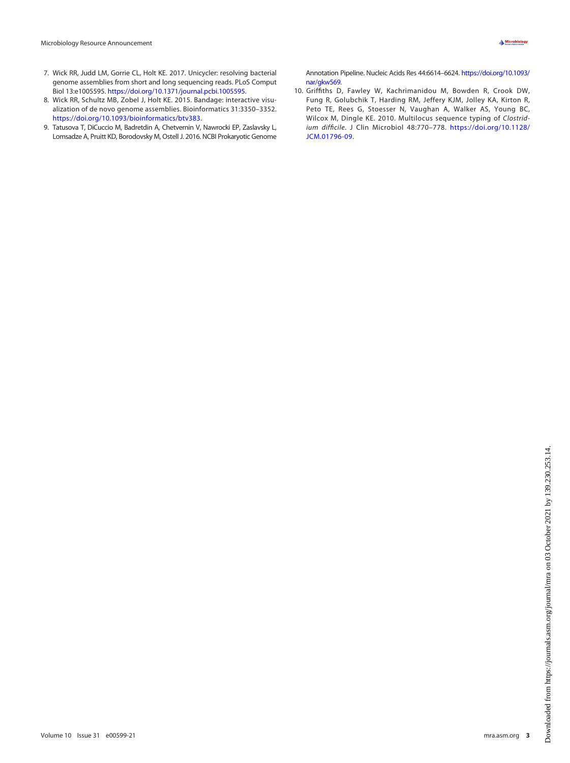7. Wick RR, Judd LM, Gorrie CL, Holt KE. 2017. Unicycler: resolving bacterial genome assemblies from short and long sequencing reads. PLoS Comput Biol 13:e1005595. https://doi.org/10.1371/journal.pcbi.1005595.
8. Wick RR, Schultz MB, Zobel J, Holt KE. 2015. Bandage: interactive visualization of de novo genome assemblies. Bioinformatics 31:3350–3352. https://doi.org/10.1093/bioinformatics/btv383.
9. Tatusova T, DiCuccio M, Badretdin A, Chetvernin V, Nawrocki EP, Zaslavsky L, Lomsadze A, Pruitt KD, Borodovsky M, Ostell J. 2016. NCBI Prokaryotic Genome Annotation Pipeline. Nucleic Acids Res 44:6614–6624. https://doi.org/10.1093/nar/gkw569.
10. Griffiths D, Fawley W, Kachrimanidou M, Bowden R, Crook DW, Fung R, Golubchik T, Harding RM, Jeffery KJM, Jolley KA, Kirton R, Peto TE, Rees G, Stoesser N, Vaughan A, Walker AS, Young BC, Wilcox M, Dingle KE. 2010. Multilocus sequence typing of *Clostridium difficile*. J Clin Microbiol 48:770–778. https://doi.org/10.1128/JCM.01796-09.